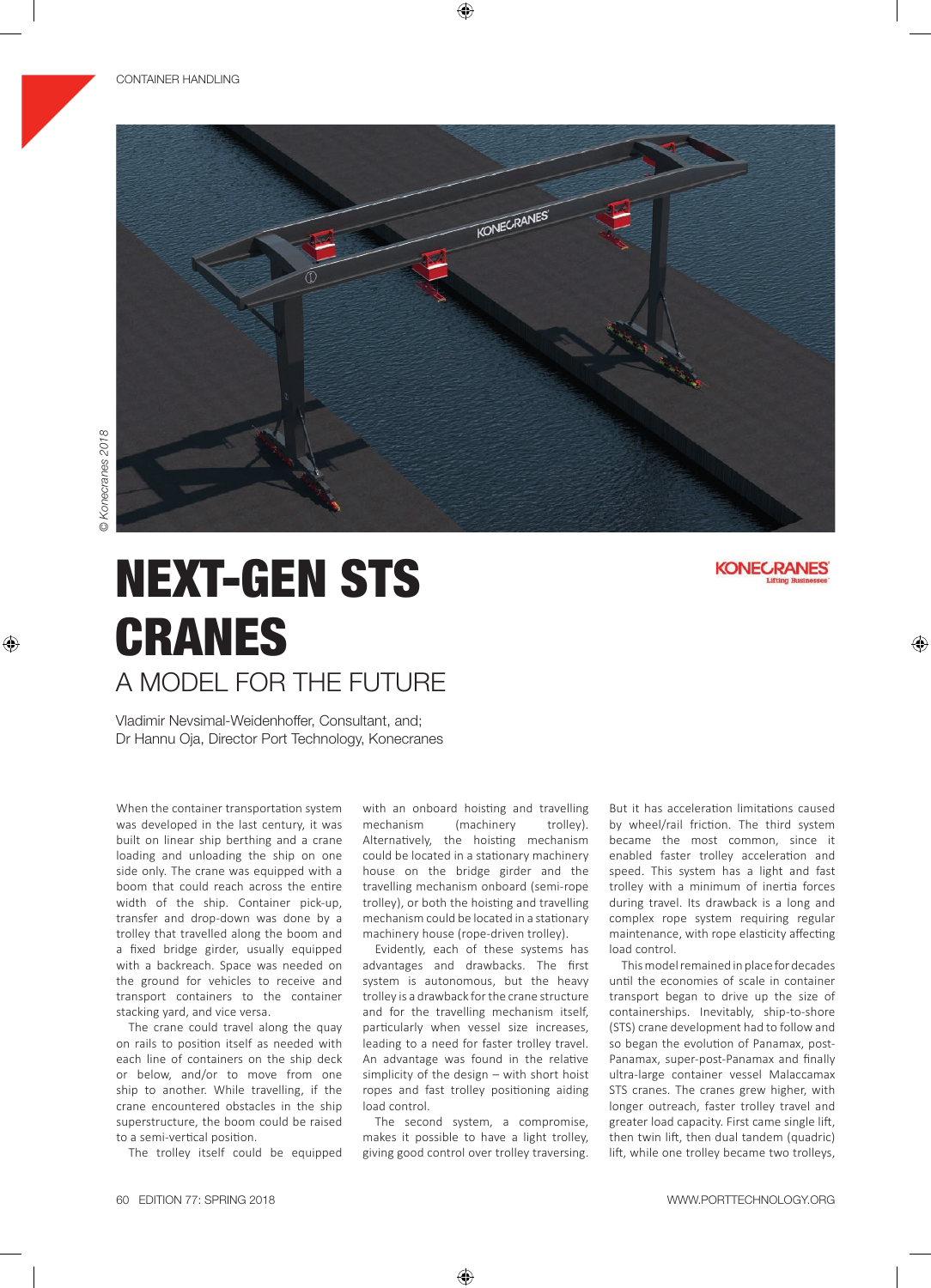CONTAINER HANDLING

© Konecranes 2018

# NEXT-GEN STS CRANES

## A MODEL FOR THE FUTURE

Vladimir Nevsimal-Weidenhoffer, Consultant, and;
Dr Hannu Oja, Director Port Technology, Konecranes

When the container transportation system was developed in the last century, it was built on linear ship berthing and a crane loading and unloading the ship on one side only. The crane was equipped with a boom that could reach across the entire width of the ship. Container pick-up, transfer and drop-down was done by a trolley that travelled along the boom and a fixed bridge girder, usually equipped with a backreach. Space was needed on the ground for vehicles to receive and transport containers to the container stacking yard, and vice versa.

The crane could travel along the quay on rails to position itself as needed with each line of containers on the ship deck or below, and/or to move from one ship to another. While travelling, if the crane encountered obstacles in the ship superstructure, the boom could be raised to a semi-vertical position.

The trolley itself could be equipped with an onboard hoisting and travelling mechanism (machinery trolley). Alternatively, the hoisting mechanism could be located in a stationary machinery house on the bridge girder and the travelling mechanism onboard (semi-rope trolley), or both the hoisting and travelling mechanism could be located in a stationary machinery house (rope-driven trolley).

Evidently, each of these systems has advantages and drawbacks. The first system is autonomous, but the heavy trolley is a drawback for the crane structure and for the travelling mechanism itself, particularly when vessel size increases, leading to a need for faster trolley travel. An advantage was found in the relative simplicity of the design – with short hoist ropes and fast trolley positioning aiding load control.

The second system, a compromise, makes it possible to have a light trolley, giving good control over trolley traversing. But it has acceleration limitations caused by wheel/rail friction. The third system became the most common, since it enabled faster trolley acceleration and speed. This system has a light and fast trolley with a minimum of inertia forces during travel. Its drawback is a long and complex rope system requiring regular maintenance, with rope elasticity affecting load control.

This model remained in place for decades until the economies of scale in container transport began to drive up the size of containerships. Inevitably, ship-to-shore (STS) crane development had to follow and so began the evolution of Panamax, post-Panamax, super-post-Panamax and finally ultra-large container vessel Malaccamax STS cranes. The cranes grew higher, with longer outreach, faster trolley travel and greater load capacity. First came single lift, then twin lift, then dual tandem (quadric) lift, while one trolley became two trolleys,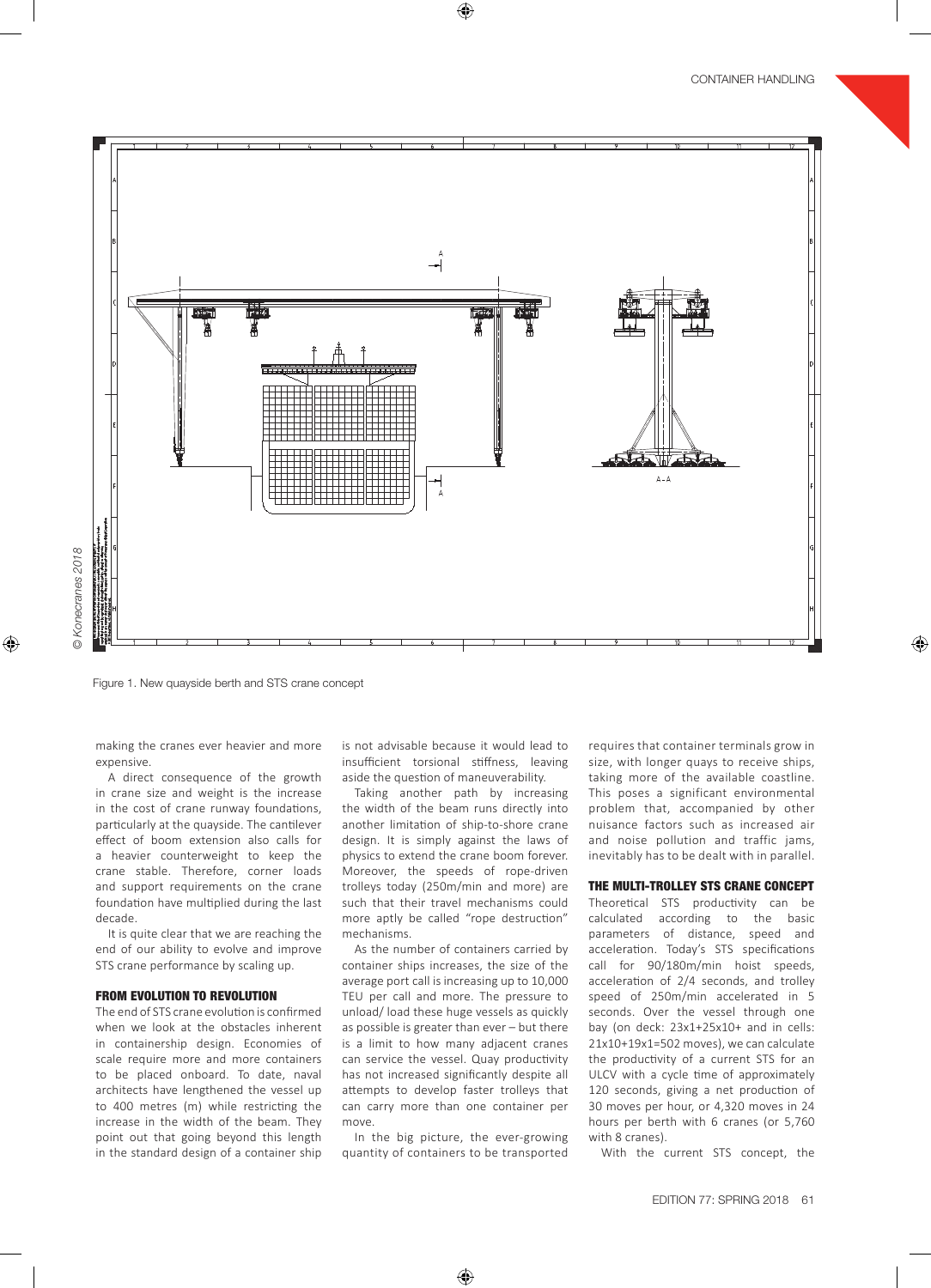Figure 1. New quayside berth and STS crane concept

making the cranes ever heavier and more expensive.

A direct consequence of the growth in crane size and weight is the increase in the cost of crane runway foundations, particularly at the quayside. The cantilever effect of boom extension also calls for a heavier counterweight to keep the crane stable. Therefore, corner loads and support requirements on the crane foundation have multiplied during the last decade.

It is quite clear that we are reaching the end of our ability to evolve and improve STS crane performance by scaling up.

### FROM EVOLUTION TO REVOLUTION

The end of STS crane evolution is confirmed when we look at the obstacles inherent in containership design. Economies of scale require more and more containers to be placed onboard. To date, naval architects have lengthened the vessel up to 400 metres (m) while restricting the increase in the width of the beam. They point out that going beyond this length in the standard design of a container ship is not advisable because it would lead to insufficient torsional stiffness, leaving aside the question of maneuverability.

Taking another path by increasing the width of the beam runs directly into another limitation of ship-to-shore crane design. It is simply against the laws of physics to extend the crane boom forever. Moreover, the speeds of rope-driven trolleys today (250m/min and more) are such that their travel mechanisms could more aptly be called "rope destruction" mechanisms.

As the number of containers carried by container ships increases, the size of the average port call is increasing up to 10,000 TEU per call and more. The pressure to unload/ load these huge vessels as quickly as possible is greater than ever – but there is a limit to how many adjacent cranes can service the vessel. Quay productivity has not increased significantly despite all attempts to develop faster trolleys that can carry more than one container per move.

In the big picture, the ever-growing quantity of containers to be transported requires that container terminals grow in size, with longer quays to receive ships, taking more of the available coastline. This poses a significant environmental problem that, accompanied by other nuisance factors such as increased air and noise pollution and traffic jams, inevitably has to be dealt with in parallel.

### THE MULTI-TROLLEY STS CRANE CONCEPT

Theoretical STS productivity can be calculated according to the basic parameters of distance, speed and acceleration. Today's STS specifications call for 90/180m/min hoist speeds, acceleration of 2/4 seconds, and trolley speed of 250m/min accelerated in 5 seconds. Over the vessel through one bay (on deck: 23x1+25x10+ and in cells: 21x10+19x1=502 moves), we can calculate the productivity of a current STS for an ULCV with a cycle time of approximately 120 seconds, giving a net production of 30 moves per hour, or 4,320 moves in 24 hours per berth with 6 cranes (or 5,760 with 8 cranes).

With the current STS concept, the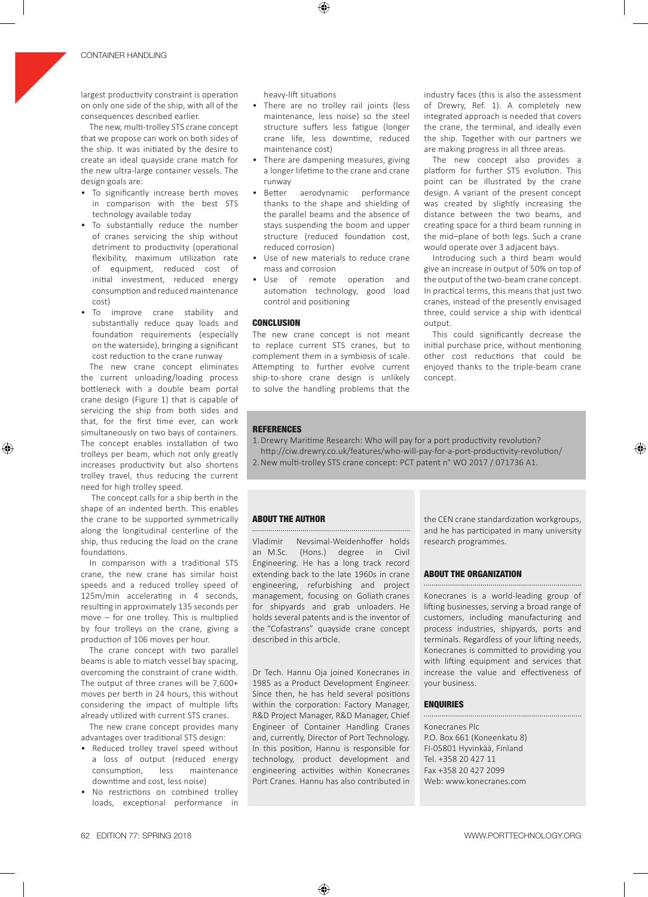largest productivity constraint is operation on only one side of the ship, with all of the consequences described earlier.

The new, multi-trolley STS crane concept that we propose can work on both sides of the ship. It was initiated by the desire to create an ideal quayside crane match for the new ultra-large container vessels. The design goals are:

- To significantly increase berth moves in comparison with the best STS technology available today
- To substantially reduce the number of cranes servicing the ship without detriment to productivity (operational flexibility, maximum utilization rate of equipment, reduced cost of initial investment, reduced energy consumption and reduced maintenance cost)
- To improve crane stability and substantially reduce quay loads and foundation requirements (especially on the waterside), bringing a significant cost reduction to the crane runway

The new crane concept eliminates the current unloading/loading process bottleneck with a double beam portal crane design (Figure 1) that is capable of servicing the ship from both sides and that, for the first time ever, can work simultaneously on two bays of containers. The concept enables installation of two trolleys per beam, which not only greatly increases productivity but also shortens trolley travel, thus reducing the current need for high trolley speed.

The concept calls for a ship berth in the shape of an indented berth. This enables the crane to be supported symmetrically along the longitudinal centerline of the ship, thus reducing the load on the crane foundations.

In comparison with a traditional STS crane, the new crane has similar hoist speeds and a reduced trolley speed of 125m/min accelerating in 4 seconds, resulting in approximately 135 seconds per move – for one trolley. This is multiplied by four trolleys on the crane, giving a production of 106 moves per hour.

The crane concept with two parallel beams is able to match vessel bay spacing, overcoming the constraint of crane width. The output of three cranes will be 7,600+ moves per berth in 24 hours, this without considering the impact of multiple lifts already utilized with current STS cranes.

The new crane concept provides many advantages over traditional STS design:

- Reduced trolley travel speed without a loss of output (reduced energy consumption, less maintenance downtime and cost, less noise)
- No restrictions on combined trolley loads, exceptional performance in heavy-lift situations
- There are no trolley rail joints (less maintenance, less noise) so the steel structure suffers less fatigue (longer crane life, less downtime, reduced maintenance cost)
- There are dampening measures, giving a longer lifetime to the crane and crane runway
- Better aerodynamic performance thanks to the shape and shielding of the parallel beams and the absence of stays suspending the boom and upper structure (reduced foundation cost, reduced corrosion)
- Use of new materials to reduce crane mass and corrosion
- Use of remote operation and automation technology, good load control and positioning

## CONCLUSION

The new crane concept is not meant to replace current STS cranes, but to complement them in a symbiosis of scale. Attempting to further evolve current ship-to-shore crane design is unlikely to solve the handling problems that the industry faces (this is also the assessment of Drewry, Ref. 1). A completely new integrated approach is needed that covers the crane, the terminal, and ideally even the ship. Together with our partners we are making progress in all three areas.

The new concept also provides a platform for further STS evolution. This point can be illustrated by the crane design. A variant of the present concept was created by slightly increasing the distance between the two beams, and creating space for a third beam running in the mid–plane of both legs. Such a crane would operate over 3 adjacent bays.

Introducing such a third beam would give an increase in output of 50% on top of the output of the two-beam crane concept. In practical terms, this means that just two cranes, instead of the presently envisaged three, could service a ship with identical output.

This could significantly decrease the initial purchase price, without mentioning other cost reductions that could be enjoyed thanks to the triple-beam crane concept.

## REFERENCES

1. Drewry Maritime Research: Who will pay for a port productivity revolution? http://ciw.drewry.co.uk/features/who-will-pay-for-a-port-productivity-revolution/
2. New multi-trolley STS crane concept: PCT patent n° WO 2017 / 071736 A1.

## ABOUT THE AUTHOR

Vladimir Nevsimal-Weidenhoffer holds an M.Sc. (Hons.) degree in Civil Engineering. He has a long track record extending back to the late 1960s in crane engineering, refurbishing and project management, focusing on Goliath cranes for shipyards and grab unloaders. He holds several patents and is the inventor of the "Cofastrans" quayside crane concept described in this article.

Dr Tech. Hannu Oja joined Konecranes in 1985 as a Product Development Engineer. Since then, he has held several positions within the corporation: Factory Manager, R&D Project Manager, R&D Manager, Chief Engineer of Container Handling Cranes and, currently, Director of Port Technology. In this position, Hannu is responsible for technology, product development and engineering activities within Konecranes Port Cranes. Hannu has also contributed in the CEN crane standardization workgroups, and he has participated in many university research programmes.

## ABOUT THE ORGANIZATION

Konecranes is a world-leading group of lifting businesses, serving a broad range of customers, including manufacturing and process industries, shipyards, ports and terminals. Regardless of your lifting needs, Konecranes is committed to providing you with lifting equipment and services that increase the value and effectiveness of your business.

## ENQUIRIES

Konecranes Plc
P.O. Box 661 (Koneenkatu 8)
FI-05801 Hyvinkää, Finland
Tel. +358 20 427 11
Fax +358 20 427 2099
Web: www.konecranes.com